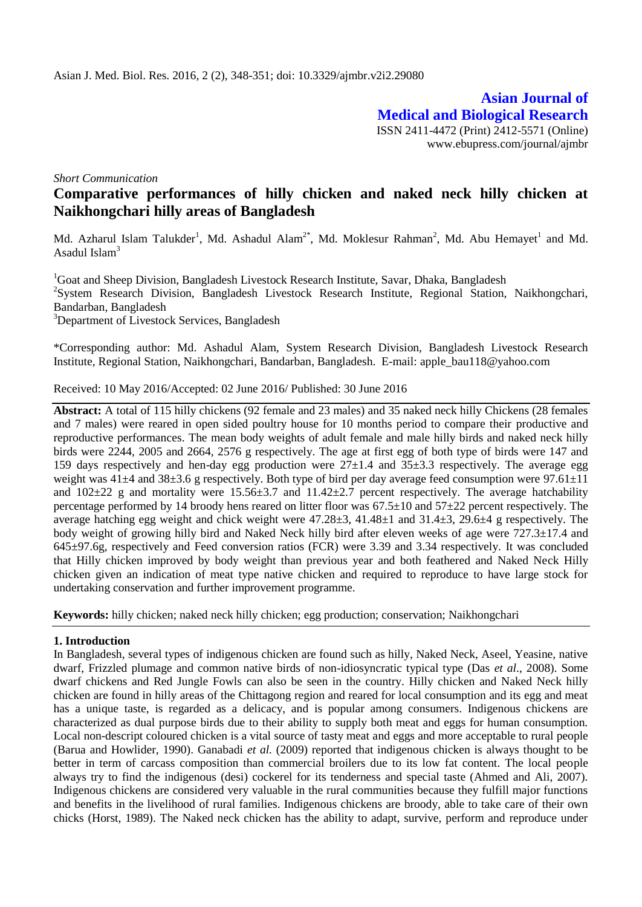**Asian Journal of Medical and Biological Research**

ISSN 2411-4472 (Print) 2412-5571 (Online)
www.ebupress.com/journal/ajmbr

*Short Communication*

# Comparative performances of hilly chicken and naked neck hilly chicken at Naikhongchari hilly areas of Bangladesh

Md. Azharul Islam Talukder[1], Md. Ashadul Alam[2*], Md. Moklesur Rahman[2], Md. Abu Hemayet[1] and Md. Asadul Islam[3]

[1]Goat and Sheep Division, Bangladesh Livestock Research Institute, Savar, Dhaka, Bangladesh
[2]System Research Division, Bangladesh Livestock Research Institute, Regional Station, Naikhongchari, Bandarban, Bangladesh
[3]Department of Livestock Services, Bangladesh

\*Corresponding author: Md. Ashadul Alam, System Research Division, Bangladesh Livestock Research Institute, Regional Station, Naikhongchari, Bandarban, Bangladesh. E-mail: apple_bau118@yahoo.com

Received: 10 May 2016/Accepted: 02 June 2016/ Published: 30 June 2016

**Abstract:** A total of 115 hilly chickens (92 female and 23 males) and 35 naked neck hilly Chickens (28 females and 7 males) were reared in open sided poultry house for 10 months period to compare their productive and reproductive performances. The mean body weights of adult female and male hilly birds and naked neck hilly birds were 2244, 2005 and 2664, 2576 g respectively. The age at first egg of both type of birds were 147 and 159 days respectively and hen-day egg production were 27±1.4 and 35±3.3 respectively. The average egg weight was 41±4 and 38±3.6 g respectively. Both type of bird per day average feed consumption were 97.61±11 and 102±22 g and mortality were 15.56±3.7 and 11.42±2.7 percent respectively. The average hatchability percentage performed by 14 broody hens reared on litter floor was 67.5±10 and 57±22 percent respectively. The average hatching egg weight and chick weight were 47.28±3, 41.48±1 and 31.4±3, 29.6±4 g respectively. The body weight of growing hilly bird and Naked Neck hilly bird after eleven weeks of age were 727.3±17.4 and 645±97.6g, respectively and Feed conversion ratios (FCR) were 3.39 and 3.34 respectively. It was concluded that Hilly chicken improved by body weight than previous year and both feathered and Naked Neck Hilly chicken given an indication of meat type native chicken and required to reproduce to have large stock for undertaking conservation and further improvement programme.

**Keywords:** hilly chicken; naked neck hilly chicken; egg production; conservation; Naikhongchari

## 1. Introduction

In Bangladesh, several types of indigenous chicken are found such as hilly, Naked Neck, Aseel, Yeasine, native dwarf, Frizzled plumage and common native birds of non-idiosyncratic typical type (Das *et al*., 2008). Some dwarf chickens and Red Jungle Fowls can also be seen in the country. Hilly chicken and Naked Neck hilly chicken are found in hilly areas of the Chittagong region and reared for local consumption and its egg and meat has a unique taste, is regarded as a delicacy, and is popular among consumers. Indigenous chickens are characterized as dual purpose birds due to their ability to supply both meat and eggs for human consumption. Local non-descript coloured chicken is a vital source of tasty meat and eggs and more acceptable to rural people (Barua and Howlider, 1990). Ganabadi *et al.* (2009) reported that indigenous chicken is always thought to be better in term of carcass composition than commercial broilers due to its low fat content. The local people always try to find the indigenous (desi) cockerel for its tenderness and special taste (Ahmed and Ali, 2007). Indigenous chickens are considered very valuable in the rural communities because they fulfill major functions and benefits in the livelihood of rural families. Indigenous chickens are broody, able to take care of their own chicks (Horst, 1989). The Naked neck chicken has the ability to adapt, survive, perform and reproduce under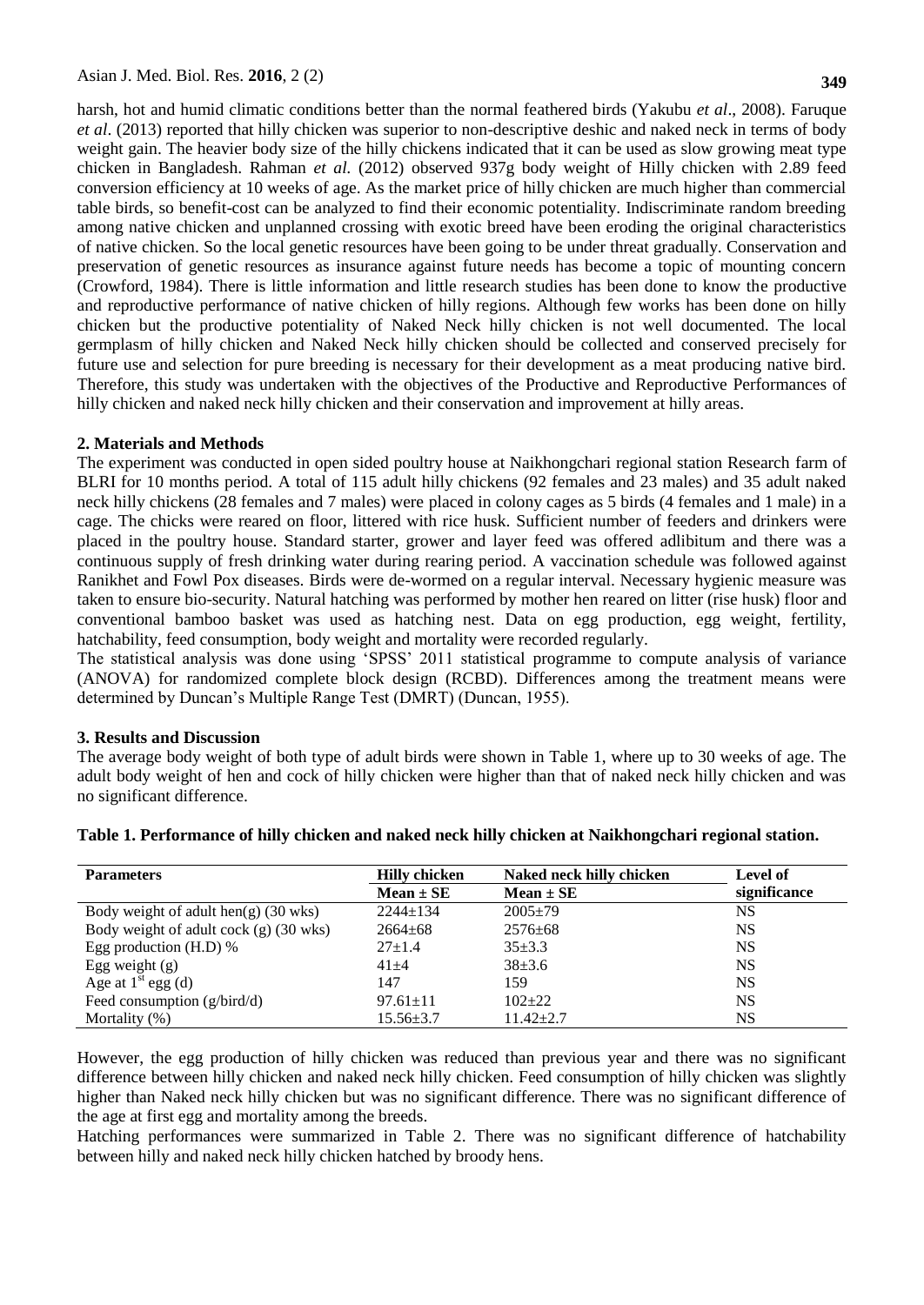harsh, hot and humid climatic conditions better than the normal feathered birds (Yakubu *et al*., 2008). Faruque *et al*. (2013) reported that hilly chicken was superior to non-descriptive deshic and naked neck in terms of body weight gain. The heavier body size of the hilly chickens indicated that it can be used as slow growing meat type chicken in Bangladesh. Rahman *et al.* (2012) observed 937g body weight of Hilly chicken with 2.89 feed conversion efficiency at 10 weeks of age. As the market price of hilly chicken are much higher than commercial table birds, so benefit-cost can be analyzed to find their economic potentiality. Indiscriminate random breeding among native chicken and unplanned crossing with exotic breed have been eroding the original characteristics of native chicken. So the local genetic resources have been going to be under threat gradually. Conservation and preservation of genetic resources as insurance against future needs has become a topic of mounting concern (Crowford, 1984). There is little information and little research studies has been done to know the productive and reproductive performance of native chicken of hilly regions. Although few works has been done on hilly chicken but the productive potentiality of Naked Neck hilly chicken is not well documented. The local germplasm of hilly chicken and Naked Neck hilly chicken should be collected and conserved precisely for future use and selection for pure breeding is necessary for their development as a meat producing native bird. Therefore, this study was undertaken with the objectives of the Productive and Reproductive Performances of hilly chicken and naked neck hilly chicken and their conservation and improvement at hilly areas.

## 2. Materials and Methods

The experiment was conducted in open sided poultry house at Naikhongchari regional station Research farm of BLRI for 10 months period. A total of 115 adult hilly chickens (92 females and 23 males) and 35 adult naked neck hilly chickens (28 females and 7 males) were placed in colony cages as 5 birds (4 females and 1 male) in a cage. The chicks were reared on floor, littered with rice husk. Sufficient number of feeders and drinkers were placed in the poultry house. Standard starter, grower and layer feed was offered adlibitum and there was a continuous supply of fresh drinking water during rearing period. A vaccination schedule was followed against Ranikhet and Fowl Pox diseases. Birds were de-wormed on a regular interval. Necessary hygienic measure was taken to ensure bio-security. Natural hatching was performed by mother hen reared on litter (rise husk) floor and conventional bamboo basket was used as hatching nest. Data on egg production, egg weight, fertility, hatchability, feed consumption, body weight and mortality were recorded regularly.

The statistical analysis was done using 'SPSS' 2011 statistical programme to compute analysis of variance (ANOVA) for randomized complete block design (RCBD). Differences among the treatment means were determined by Duncan's Multiple Range Test (DMRT) (Duncan, 1955).

## 3. Results and Discussion

The average body weight of both type of adult birds were shown in Table 1, where up to 30 weeks of age. The adult body weight of hen and cock of hilly chicken were higher than that of naked neck hilly chicken and was no significant difference.

**Table 1. Performance of hilly chicken and naked neck hilly chicken at Naikhongchari regional station.**

| Parameters | Hilly chicken | Naked neck hilly chicken | Level of significance |
|---|---|---|---|
| | Mean ± SE | Mean ± SE | |
| Body weight of adult hen(g) (30 wks) | 2244±134 | 2005±79 | NS |
| Body weight of adult cock (g) (30 wks) | 2664±68 | 2576±68 | NS |
| Egg production (H.D) % | 27±1.4 | 35±3.3 | NS |
| Egg weight (g) | 41±4 | 38±3.6 | NS |
| Age at 1st egg (d) | 147 | 159 | NS |
| Feed consumption (g/bird/d) | 97.61±11 | 102±22 | NS |
| Mortality (%) | 15.56±3.7 | 11.42±2.7 | NS |

However, the egg production of hilly chicken was reduced than previous year and there was no significant difference between hilly chicken and naked neck hilly chicken. Feed consumption of hilly chicken was slightly higher than Naked neck hilly chicken but was no significant difference. There was no significant difference of the age at first egg and mortality among the breeds.

Hatching performances were summarized in Table 2. There was no significant difference of hatchability between hilly and naked neck hilly chicken hatched by broody hens.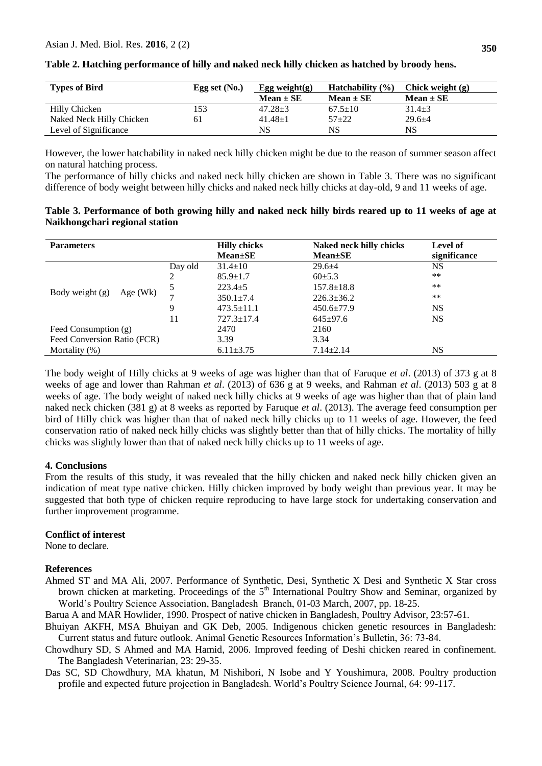**Table 2. Hatching performance of hilly and naked neck hilly chicken as hatched by broody hens.**

| Types of Bird | Egg set (No.) | Egg weight(g) Mean ± SE | Hatchability (%) Mean ± SE | Chick weight (g) Mean ± SE |
|---|---|---|---|---|
| Hilly Chicken | 153 | 47.28±3 | 67.5±10 | 31.4±3 |
| Naked Neck Hilly Chicken | 61 | 41.48±1 | 57±22 | 29.6±4 |
| Level of Significance | | NS | NS | NS |

However, the lower hatchability in naked neck hilly chicken might be due to the reason of summer season affect on natural hatching process.

The performance of hilly chicks and naked neck hilly chicken are shown in Table 3. There was no significant difference of body weight between hilly chicks and naked neck hilly chicks at day-old, 9 and 11 weeks of age.

**Table 3. Performance of both growing hilly and naked neck hilly birds reared up to 11 weeks of age at Naikhongchari regional station**

| Parameters | | Hilly chicks Mean±SE | Naked neck hilly chicks Mean±SE | Level of significance |
|---|---|---|---|---|
| Body weight (g) Age (Wk) | Day old | 31.4±10 | 29.6±4 | NS |
| | 2 | 85.9±1.7 | 60±5.3 | ** |
| | 5 | 223.4±5 | 157.8±18.8 | ** |
| | 7 | 350.1±7.4 | 226.3±36.2 | ** |
| | 9 | 473.5±11.1 | 450.6±77.9 | NS |
| | 11 | 727.3±17.4 | 645±97.6 | NS |
| Feed Consumption (g) | | 2470 | 2160 | |
| Feed Conversion Ratio (FCR) | | 3.39 | 3.34 | |
| Mortality (%) | | 6.11±3.75 | 7.14±2.14 | NS |

The body weight of Hilly chicks at 9 weeks of age was higher than that of Faruque *et al*. (2013) of 373 g at 8 weeks of age and lower than Rahman *et al*. (2013) of 636 g at 9 weeks, and Rahman *et al*. (2013) 503 g at 8 weeks of age. The body weight of naked neck hilly chicks at 9 weeks of age was higher than that of plain land naked neck chicken (381 g) at 8 weeks as reported by Faruque *et al*. (2013). The average feed consumption per bird of Hilly chick was higher than that of naked neck hilly chicks up to 11 weeks of age. However, the feed conservation ratio of naked neck hilly chicks was slightly better than that of hilly chicks. The mortality of hilly chicks was slightly lower than that of naked neck hilly chicks up to 11 weeks of age.

## 4. Conclusions

From the results of this study, it was revealed that the hilly chicken and naked neck hilly chicken given an indication of meat type native chicken. Hilly chicken improved by body weight than previous year. It may be suggested that both type of chicken require reproducing to have large stock for undertaking conservation and further improvement programme.

## Conflict of interest

None to declare.

## References

Ahmed ST and MA Ali, 2007. Performance of Synthetic, Desi, Synthetic X Desi and Synthetic X Star cross brown chicken at marketing. Proceedings of the 5th International Poultry Show and Seminar, organized by World's Poultry Science Association, Bangladesh Branch, 01-03 March, 2007, pp. 18-25.

Barua A and MAR Howlider, 1990. Prospect of native chicken in Bangladesh, Poultry Advisor, 23:57-61.

Bhuiyan AKFH, MSA Bhuiyan and GK Deb, 2005. Indigenous chicken genetic resources in Bangladesh: Current status and future outlook. Animal Genetic Resources Information's Bulletin, 36: 73-84.

Chowdhury SD, S Ahmed and MA Hamid, 2006. Improved feeding of Deshi chicken reared in confinement. The Bangladesh Veterinarian, 23: 29-35.

Das SC, SD Chowdhury, MA khatun, M Nishibori, N Isobe and Y Youshimura, 2008. Poultry production profile and expected future projection in Bangladesh. World's Poultry Science Journal, 64: 99-117.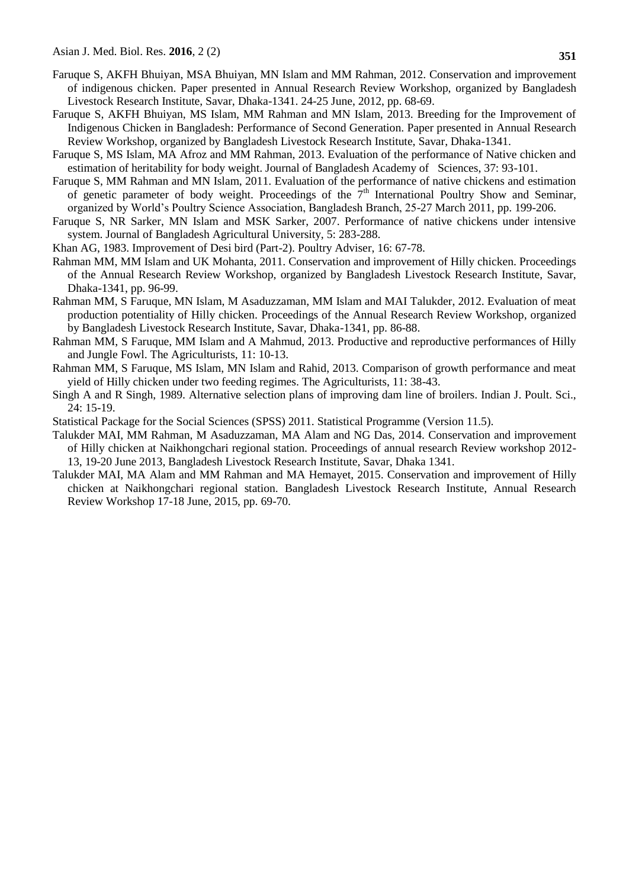Faruque S, AKFH Bhuiyan, MSA Bhuiyan, MN Islam and MM Rahman, 2012. Conservation and improvement of indigenous chicken. Paper presented in Annual Research Review Workshop, organized by Bangladesh Livestock Research Institute, Savar, Dhaka-1341. 24-25 June, 2012, pp. 68-69.

Faruque S, AKFH Bhuiyan, MS Islam, MM Rahman and MN Islam, 2013. Breeding for the Improvement of Indigenous Chicken in Bangladesh: Performance of Second Generation. Paper presented in Annual Research Review Workshop, organized by Bangladesh Livestock Research Institute, Savar, Dhaka-1341.

Faruque S, MS Islam, MA Afroz and MM Rahman, 2013. Evaluation of the performance of Native chicken and estimation of heritability for body weight. Journal of Bangladesh Academy of Sciences, 37: 93-101.

Faruque S, MM Rahman and MN Islam, 2011. Evaluation of the performance of native chickens and estimation of genetic parameter of body weight. Proceedings of the 7th International Poultry Show and Seminar, organized by World's Poultry Science Association, Bangladesh Branch, 25-27 March 2011, pp. 199-206.

Faruque S, NR Sarker, MN Islam and MSK Sarker, 2007. Performance of native chickens under intensive system. Journal of Bangladesh Agricultural University, 5: 283-288.

Khan AG, 1983. Improvement of Desi bird (Part-2). Poultry Adviser, 16: 67-78.

Rahman MM, MM Islam and UK Mohanta, 2011. Conservation and improvement of Hilly chicken. Proceedings of the Annual Research Review Workshop, organized by Bangladesh Livestock Research Institute, Savar, Dhaka-1341, pp. 96-99.

Rahman MM, S Faruque, MN Islam, M Asaduzzaman, MM Islam and MAI Talukder, 2012. Evaluation of meat production potentiality of Hilly chicken. Proceedings of the Annual Research Review Workshop, organized by Bangladesh Livestock Research Institute, Savar, Dhaka-1341, pp. 86-88.

Rahman MM, S Faruque, MM Islam and A Mahmud, 2013. Productive and reproductive performances of Hilly and Jungle Fowl. The Agriculturists, 11: 10-13.

Rahman MM, S Faruque, MS Islam, MN Islam and Rahid, 2013. Comparison of growth performance and meat yield of Hilly chicken under two feeding regimes. The Agriculturists, 11: 38-43.

Singh A and R Singh, 1989. Alternative selection plans of improving dam line of broilers. Indian J. Poult. Sci., 24: 15-19.

Statistical Package for the Social Sciences (SPSS) 2011. Statistical Programme (Version 11.5).

Talukder MAI, MM Rahman, M Asaduzzaman, MA Alam and NG Das, 2014. Conservation and improvement of Hilly chicken at Naikhongchari regional station. Proceedings of annual research Review workshop 2012-13, 19-20 June 2013, Bangladesh Livestock Research Institute, Savar, Dhaka 1341.

Talukder MAI, MA Alam and MM Rahman and MA Hemayet, 2015. Conservation and improvement of Hilly chicken at Naikhongchari regional station. Bangladesh Livestock Research Institute, Annual Research Review Workshop 17-18 June, 2015, pp. 69-70.